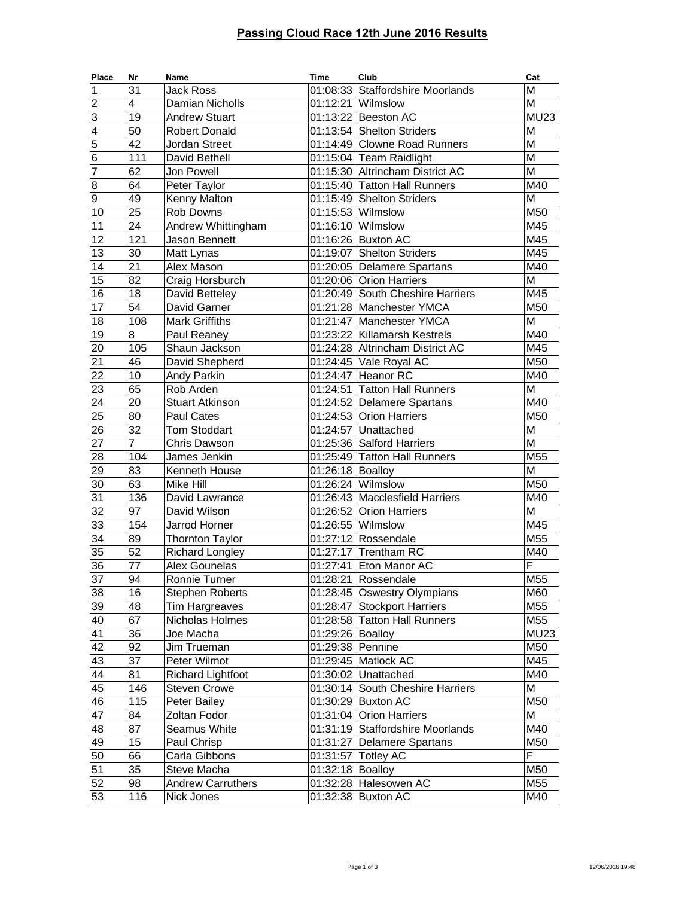# Passing Cloud Race 12th June 2016 Results

| Place | Nr | Name | Time | Club | Cat |
|---|---|---|---|---|---|
| 1 | 31 | Jack Ross | 01:08:33 | Staffordshire Moorlands | M |
| 2 | 4 | Damian Nicholls | 01:12:21 | Wilmslow | M |
| 3 | 19 | Andrew Stuart | 01:13:22 | Beeston AC | MU23 |
| 4 | 50 | Robert Donald | 01:13:54 | Shelton Striders | M |
| 5 | 42 | Jordan Street | 01:14:49 | Clowne Road Runners | M |
| 6 | 111 | David Bethell | 01:15:04 | Team Raidlight | M |
| 7 | 62 | Jon Powell | 01:15:30 | Altrincham District AC | M |
| 8 | 64 | Peter Taylor | 01:15:40 | Tatton Hall Runners | M40 |
| 9 | 49 | Kenny Malton | 01:15:49 | Shelton Striders | M |
| 10 | 25 | Rob Downs | 01:15:53 | Wilmslow | M50 |
| 11 | 24 | Andrew Whittingham | 01:16:10 | Wilmslow | M45 |
| 12 | 121 | Jason Bennett | 01:16:26 | Buxton AC | M45 |
| 13 | 30 | Matt Lynas | 01:19:07 | Shelton Striders | M45 |
| 14 | 21 | Alex Mason | 01:20:05 | Delamere Spartans | M40 |
| 15 | 82 | Craig Horsburch | 01:20:06 | Orion Harriers | M |
| 16 | 18 | David Betteley | 01:20:49 | South Cheshire Harriers | M45 |
| 17 | 54 | David Garner | 01:21:28 | Manchester YMCA | M50 |
| 18 | 108 | Mark Griffiths | 01:21:47 | Manchester YMCA | M |
| 19 | 8 | Paul Reaney | 01:23:22 | Killamarsh Kestrels | M40 |
| 20 | 105 | Shaun Jackson | 01:24:28 | Altrincham District AC | M45 |
| 21 | 46 | David Shepherd | 01:24:45 | Vale Royal AC | M50 |
| 22 | 10 | Andy Parkin | 01:24:47 | Heanor RC | M40 |
| 23 | 65 | Rob Arden | 01:24:51 | Tatton Hall Runners | M |
| 24 | 20 | Stuart Atkinson | 01:24:52 | Delamere Spartans | M40 |
| 25 | 80 | Paul Cates | 01:24:53 | Orion Harriers | M50 |
| 26 | 32 | Tom Stoddart | 01:24:57 | Unattached | M |
| 27 | 7 | Chris Dawson | 01:25:36 | Salford Harriers | M |
| 28 | 104 | James Jenkin | 01:25:49 | Tatton Hall Runners | M55 |
| 29 | 83 | Kenneth House | 01:26:18 | Boalloy | M |
| 30 | 63 | Mike Hill | 01:26:24 | Wilmslow | M50 |
| 31 | 136 | David Lawrance | 01:26:43 | Macclesfield Harriers | M40 |
| 32 | 97 | David Wilson | 01:26:52 | Orion Harriers | M |
| 33 | 154 | Jarrod Horner | 01:26:55 | Wilmslow | M45 |
| 34 | 89 | Thornton Taylor | 01:27:12 | Rossendale | M55 |
| 35 | 52 | Richard Longley | 01:27:17 | Trentham RC | M40 |
| 36 | 77 | Alex Gounelas | 01:27:41 | Eton Manor AC | F |
| 37 | 94 | Ronnie Turner | 01:28:21 | Rossendale | M55 |
| 38 | 16 | Stephen Roberts | 01:28:45 | Oswestry Olympians | M60 |
| 39 | 48 | Tim Hargreaves | 01:28:47 | Stockport Harriers | M55 |
| 40 | 67 | Nicholas Holmes | 01:28:58 | Tatton Hall Runners | M55 |
| 41 | 36 | Joe Macha | 01:29:26 | Boalloy | MU23 |
| 42 | 92 | Jim Trueman | 01:29:38 | Pennine | M50 |
| 43 | 37 | Peter Wilmot | 01:29:45 | Matlock AC | M45 |
| 44 | 81 | Richard Lightfoot | 01:30:02 | Unattached | M40 |
| 45 | 146 | Steven Crowe | 01:30:14 | South Cheshire Harriers | M |
| 46 | 115 | Peter Bailey | 01:30:29 | Buxton AC | M50 |
| 47 | 84 | Zoltan Fodor | 01:31:04 | Orion Harriers | M |
| 48 | 87 | Seamus White | 01:31:19 | Staffordshire Moorlands | M40 |
| 49 | 15 | Paul Chrisp | 01:31:27 | Delamere Spartans | M50 |
| 50 | 66 | Carla Gibbons | 01:31:57 | Totley AC | F |
| 51 | 35 | Steve Macha | 01:32:18 | Boalloy | M50 |
| 52 | 98 | Andrew Carruthers | 01:32:28 | Halesowen AC | M55 |
| 53 | 116 | Nick Jones | 01:32:38 | Buxton AC | M40 |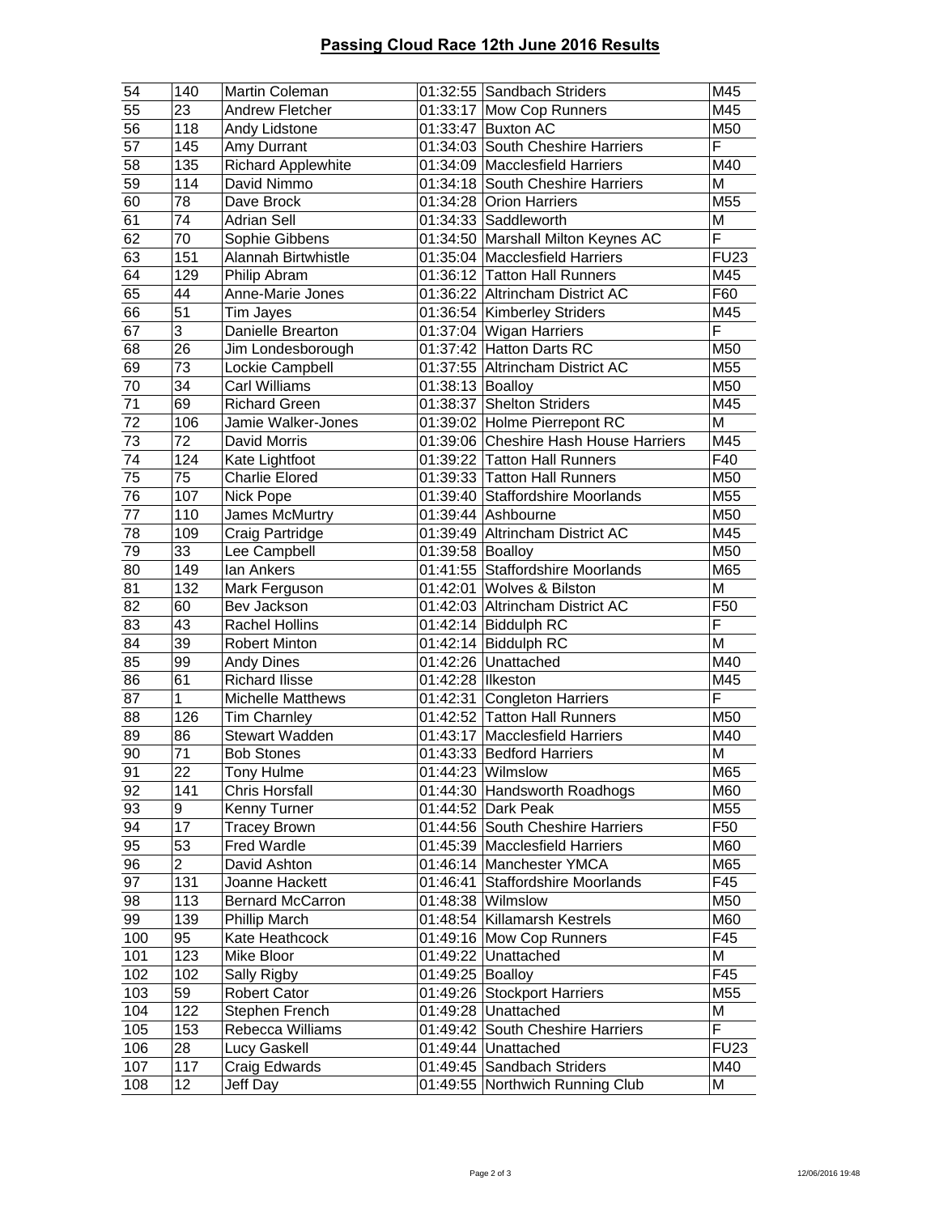## Passing Cloud Race 12th June 2016 Results

| | | | | | |
|---|---|---|---|---|---|
| 54 | 140 | Martin Coleman | 01:32:55 | Sandbach Striders | M45 |
| 55 | 23 | Andrew Fletcher | 01:33:17 | Mow Cop Runners | M45 |
| 56 | 118 | Andy Lidstone | 01:33:47 | Buxton AC | M50 |
| 57 | 145 | Amy Durrant | 01:34:03 | South Cheshire Harriers | F |
| 58 | 135 | Richard Applewhite | 01:34:09 | Macclesfield Harriers | M40 |
| 59 | 114 | David Nimmo | 01:34:18 | South Cheshire Harriers | M |
| 60 | 78 | Dave Brock | 01:34:28 | Orion Harriers | M55 |
| 61 | 74 | Adrian Sell | 01:34:33 | Saddleworth | M |
| 62 | 70 | Sophie Gibbens | 01:34:50 | Marshall Milton Keynes AC | F |
| 63 | 151 | Alannah Birtwhistle | 01:35:04 | Macclesfield Harriers | FU23 |
| 64 | 129 | Philip Abram | 01:36:12 | Tatton Hall Runners | M45 |
| 65 | 44 | Anne-Marie Jones | 01:36:22 | Altrincham District AC | F60 |
| 66 | 51 | Tim Jayes | 01:36:54 | Kimberley Striders | M45 |
| 67 | 3 | Danielle Brearton | 01:37:04 | Wigan Harriers | F |
| 68 | 26 | Jim Londesborough | 01:37:42 | Hatton Darts RC | M50 |
| 69 | 73 | Lockie Campbell | 01:37:55 | Altrincham District AC | M55 |
| 70 | 34 | Carl Williams | 01:38:13 | Boalloy | M50 |
| 71 | 69 | Richard Green | 01:38:37 | Shelton Striders | M45 |
| 72 | 106 | Jamie Walker-Jones | 01:39:02 | Holme Pierrepont RC | M |
| 73 | 72 | David Morris | 01:39:06 | Cheshire Hash House Harriers | M45 |
| 74 | 124 | Kate Lightfoot | 01:39:22 | Tatton Hall Runners | F40 |
| 75 | 75 | Charlie Elored | 01:39:33 | Tatton Hall Runners | M50 |
| 76 | 107 | Nick Pope | 01:39:40 | Staffordshire Moorlands | M55 |
| 77 | 110 | James McMurtry | 01:39:44 | Ashbourne | M50 |
| 78 | 109 | Craig Partridge | 01:39:49 | Altrincham District AC | M45 |
| 79 | 33 | Lee Campbell | 01:39:58 | Boalloy | M50 |
| 80 | 149 | Ian Ankers | 01:41:55 | Staffordshire Moorlands | M65 |
| 81 | 132 | Mark Ferguson | 01:42:01 | Wolves & Bilston | M |
| 82 | 60 | Bev Jackson | 01:42:03 | Altrincham District AC | F50 |
| 83 | 43 | Rachel Hollins | 01:42:14 | Biddulph RC | F |
| 84 | 39 | Robert Minton | 01:42:14 | Biddulph RC | M |
| 85 | 99 | Andy Dines | 01:42:26 | Unattached | M40 |
| 86 | 61 | Richard Ilisse | 01:42:28 | Ilkeston | M45 |
| 87 | 1 | Michelle Matthews | 01:42:31 | Congleton Harriers | F |
| 88 | 126 | Tim Charnley | 01:42:52 | Tatton Hall Runners | M50 |
| 89 | 86 | Stewart Wadden | 01:43:17 | Macclesfield Harriers | M40 |
| 90 | 71 | Bob Stones | 01:43:33 | Bedford Harriers | M |
| 91 | 22 | Tony Hulme | 01:44:23 | Wilmslow | M65 |
| 92 | 141 | Chris Horsfall | 01:44:30 | Handsworth Roadhogs | M60 |
| 93 | 9 | Kenny Turner | 01:44:52 | Dark Peak | M55 |
| 94 | 17 | Tracey Brown | 01:44:56 | South Cheshire Harriers | F50 |
| 95 | 53 | Fred Wardle | 01:45:39 | Macclesfield Harriers | M60 |
| 96 | 2 | David Ashton | 01:46:14 | Manchester YMCA | M65 |
| 97 | 131 | Joanne Hackett | 01:46:41 | Staffordshire Moorlands | F45 |
| 98 | 113 | Bernard McCarron | 01:48:38 | Wilmslow | M50 |
| 99 | 139 | Phillip March | 01:48:54 | Killamarsh Kestrels | M60 |
| 100 | 95 | Kate Heathcock | 01:49:16 | Mow Cop Runners | F45 |
| 101 | 123 | Mike Bloor | 01:49:22 | Unattached | M |
| 102 | 102 | Sally Rigby | 01:49:25 | Boalloy | F45 |
| 103 | 59 | Robert Cator | 01:49:26 | Stockport Harriers | M55 |
| 104 | 122 | Stephen French | 01:49:28 | Unattached | M |
| 105 | 153 | Rebecca Williams | 01:49:42 | South Cheshire Harriers | F |
| 106 | 28 | Lucy Gaskell | 01:49:44 | Unattached | FU23 |
| 107 | 117 | Craig Edwards | 01:49:45 | Sandbach Striders | M40 |
| 108 | 12 | Jeff Day | 01:49:55 | Northwich Running Club | M |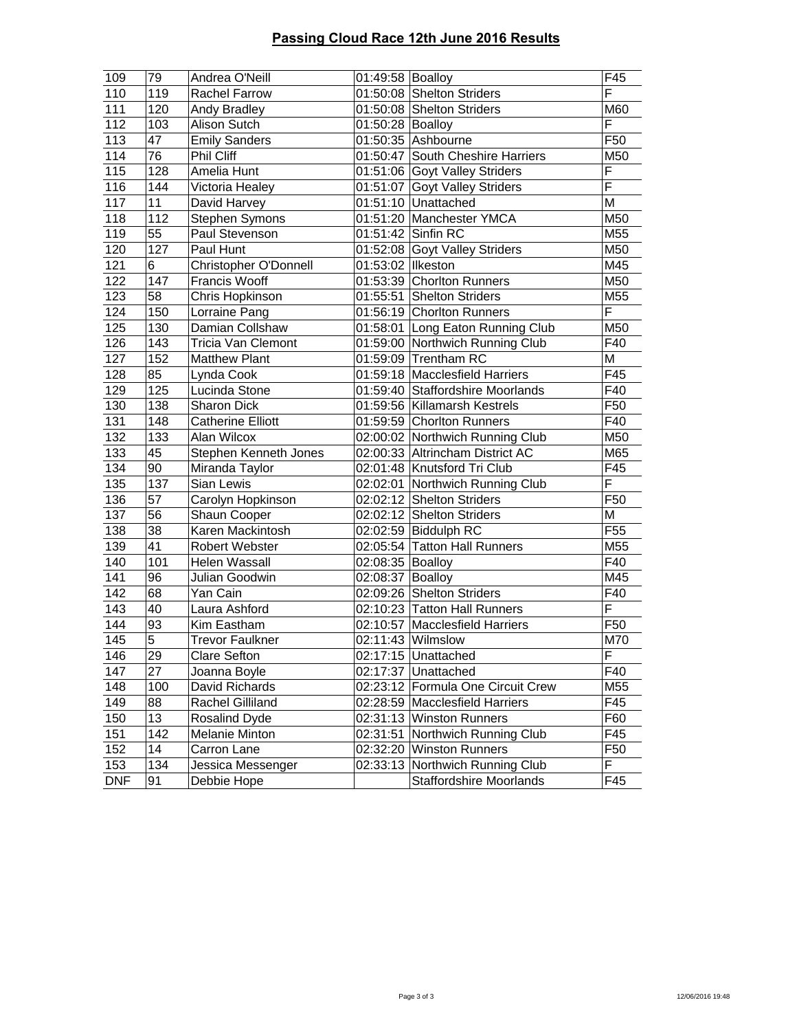# Passing Cloud Race 12th June 2016 Results

| | | | | | |
|---|---|---|---|---|---|
| 109 | 79 | Andrea O'Neill | 01:49:58 | Boalloy | F45 |
| 110 | 119 | Rachel Farrow | 01:50:08 | Shelton Striders | F |
| 111 | 120 | Andy Bradley | 01:50:08 | Shelton Striders | M60 |
| 112 | 103 | Alison Sutch | 01:50:28 | Boalloy | F |
| 113 | 47 | Emily Sanders | 01:50:35 | Ashbourne | F50 |
| 114 | 76 | Phil Cliff | 01:50:47 | South Cheshire Harriers | M50 |
| 115 | 128 | Amelia Hunt | 01:51:06 | Goyt Valley Striders | F |
| 116 | 144 | Victoria Healey | 01:51:07 | Goyt Valley Striders | F |
| 117 | 11 | David Harvey | 01:51:10 | Unattached | M |
| 118 | 112 | Stephen Symons | 01:51:20 | Manchester YMCA | M50 |
| 119 | 55 | Paul Stevenson | 01:51:42 | Sinfin RC | M55 |
| 120 | 127 | Paul Hunt | 01:52:08 | Goyt Valley Striders | M50 |
| 121 | 6 | Christopher O'Donnell | 01:53:02 | Ilkeston | M45 |
| 122 | 147 | Francis Wooff | 01:53:39 | Chorlton Runners | M50 |
| 123 | 58 | Chris Hopkinson | 01:55:51 | Shelton Striders | M55 |
| 124 | 150 | Lorraine Pang | 01:56:19 | Chorlton Runners | F |
| 125 | 130 | Damian Collshaw | 01:58:01 | Long Eaton Running Club | M50 |
| 126 | 143 | Tricia Van Clemont | 01:59:00 | Northwich Running Club | F40 |
| 127 | 152 | Matthew Plant | 01:59:09 | Trentham RC | M |
| 128 | 85 | Lynda Cook | 01:59:18 | Macclesfield Harriers | F45 |
| 129 | 125 | Lucinda Stone | 01:59:40 | Staffordshire Moorlands | F40 |
| 130 | 138 | Sharon Dick | 01:59:56 | Killamarsh Kestrels | F50 |
| 131 | 148 | Catherine Elliott | 01:59:59 | Chorlton Runners | F40 |
| 132 | 133 | Alan Wilcox | 02:00:02 | Northwich Running Club | M50 |
| 133 | 45 | Stephen Kenneth Jones | 02:00:33 | Altrincham District AC | M65 |
| 134 | 90 | Miranda Taylor | 02:01:48 | Knutsford Tri Club | F45 |
| 135 | 137 | Sian Lewis | 02:02:01 | Northwich Running Club | F |
| 136 | 57 | Carolyn Hopkinson | 02:02:12 | Shelton Striders | F50 |
| 137 | 56 | Shaun Cooper | 02:02:12 | Shelton Striders | M |
| 138 | 38 | Karen Mackintosh | 02:02:59 | Biddulph RC | F55 |
| 139 | 41 | Robert Webster | 02:05:54 | Tatton Hall Runners | M55 |
| 140 | 101 | Helen Wassall | 02:08:35 | Boalloy | F40 |
| 141 | 96 | Julian Goodwin | 02:08:37 | Boalloy | M45 |
| 142 | 68 | Yan Cain | 02:09:26 | Shelton Striders | F40 |
| 143 | 40 | Laura Ashford | 02:10:23 | Tatton Hall Runners | F |
| 144 | 93 | Kim Eastham | 02:10:57 | Macclesfield Harriers | F50 |
| 145 | 5 | Trevor Faulkner | 02:11:43 | Wilmslow | M70 |
| 146 | 29 | Clare Sefton | 02:17:15 | Unattached | F |
| 147 | 27 | Joanna Boyle | 02:17:37 | Unattached | F40 |
| 148 | 100 | David Richards | 02:23:12 | Formula One Circuit Crew | M55 |
| 149 | 88 | Rachel Gilliland | 02:28:59 | Macclesfield Harriers | F45 |
| 150 | 13 | Rosalind Dyde | 02:31:13 | Winston Runners | F60 |
| 151 | 142 | Melanie Minton | 02:31:51 | Northwich Running Club | F45 |
| 152 | 14 | Carron Lane | 02:32:20 | Winston Runners | F50 |
| 153 | 134 | Jessica Messenger | 02:33:13 | Northwich Running Club | F |
| DNF | 91 | Debbie Hope | | Staffordshire Moorlands | F45 |